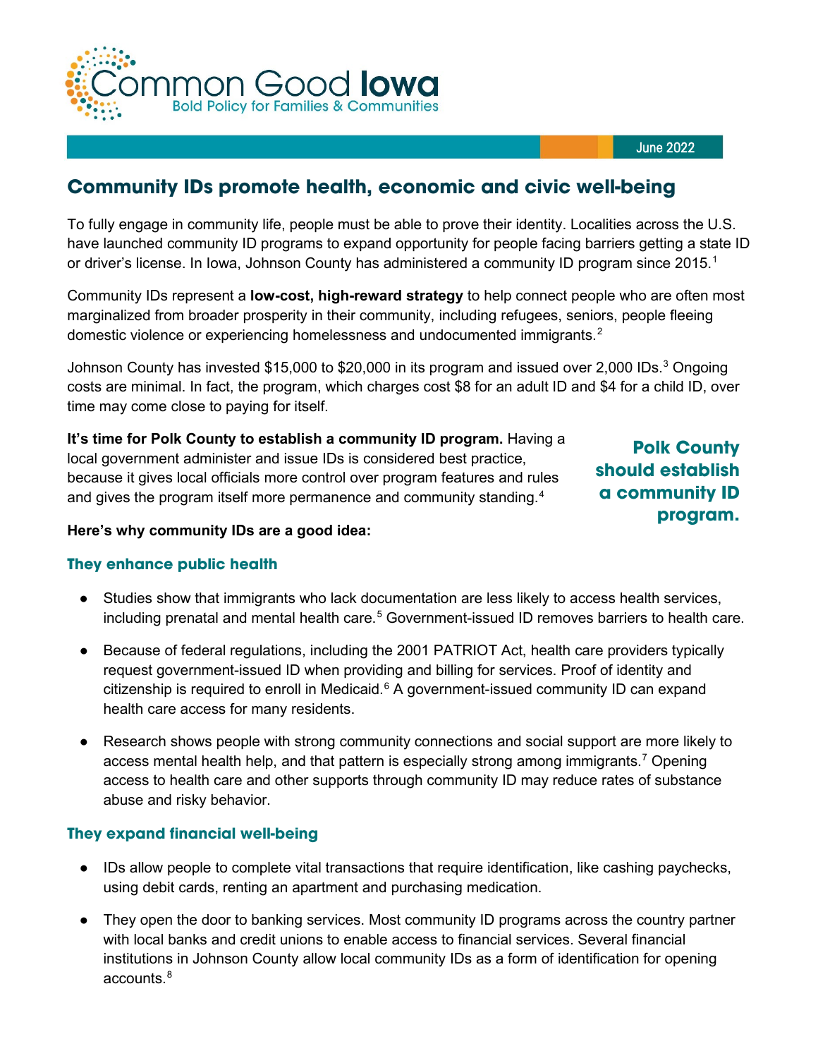Common Good Iowa
Bold Policy for Families & Communities

June 2022

# Community IDs promote health, economic and civic well-being

To fully engage in community life, people must be able to prove their identity. Localities across the U.S. have launched community ID programs to expand opportunity for people facing barriers getting a state ID or driver's license. In Iowa, Johnson County has administered a community ID program since 2015.[1]

Community IDs represent a **low-cost, high-reward strategy** to help connect people who are often most marginalized from broader prosperity in their community, including refugees, seniors, people fleeing domestic violence or experiencing homelessness and undocumented immigrants.[2]

Johnson County has invested $15,000 to $20,000 in its program and issued over 2,000 IDs.[3] Ongoing costs are minimal. In fact, the program, which charges cost $8 for an adult ID and $4 for a child ID, over time may come close to paying for itself.

**It's time for Polk County to establish a community ID program.** Having a local government administer and issue IDs is considered best practice, because it gives local officials more control over program features and rules and gives the program itself more permanence and community standing.[4]

**Polk County should establish a community ID program.**

**Here's why community IDs are a good idea:**

### They enhance public health

- Studies show that immigrants who lack documentation are less likely to access health services, including prenatal and mental health care.[5] Government-issued ID removes barriers to health care.
- Because of federal regulations, including the 2001 PATRIOT Act, health care providers typically request government-issued ID when providing and billing for services. Proof of identity and citizenship is required to enroll in Medicaid.[6] A government-issued community ID can expand health care access for many residents.
- Research shows people with strong community connections and social support are more likely to access mental health help, and that pattern is especially strong among immigrants.[7] Opening access to health care and other supports through community ID may reduce rates of substance abuse and risky behavior.

### They expand financial well-being

- IDs allow people to complete vital transactions that require identification, like cashing paychecks, using debit cards, renting an apartment and purchasing medication.
- They open the door to banking services. Most community ID programs across the country partner with local banks and credit unions to enable access to financial services. Several financial institutions in Johnson County allow local community IDs as a form of identification for opening accounts.[8]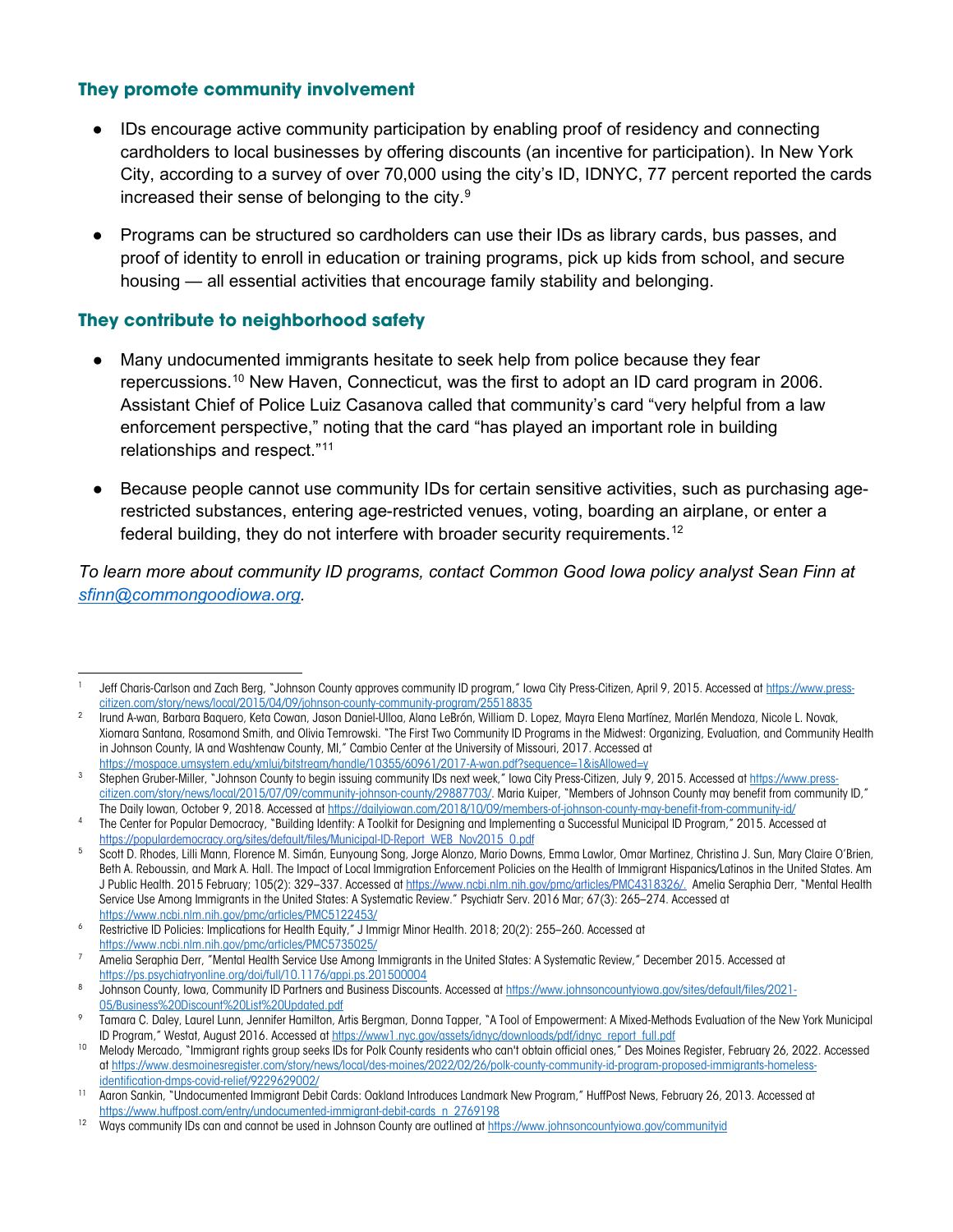## They promote community involvement

- IDs encourage active community participation by enabling proof of residency and connecting cardholders to local businesses by offering discounts (an incentive for participation). In New York City, according to a survey of over 70,000 using the city's ID, IDNYC, 77 percent reported the cards increased their sense of belonging to the city.[9]
- Programs can be structured so cardholders can use their IDs as library cards, bus passes, and proof of identity to enroll in education or training programs, pick up kids from school, and secure housing — all essential activities that encourage family stability and belonging.

## They contribute to neighborhood safety

- Many undocumented immigrants hesitate to seek help from police because they fear repercussions.[10] New Haven, Connecticut, was the first to adopt an ID card program in 2006. Assistant Chief of Police Luiz Casanova called that community's card "very helpful from a law enforcement perspective," noting that the card "has played an important role in building relationships and respect."[11]
- Because people cannot use community IDs for certain sensitive activities, such as purchasing age-restricted substances, entering age-restricted venues, voting, boarding an airplane, or enter a federal building, they do not interfere with broader security requirements.[12]

*To learn more about community ID programs, contact Common Good Iowa policy analyst Sean Finn at [sfinn@commongoodiowa.org](mailto:sfinn@commongoodiowa.org).*

---

1. Jeff Charis-Carlson and Zach Berg, "Johnson County approves community ID program," Iowa City Press-Citizen, April 9, 2015. Accessed at https://www.press-citizen.com/story/news/local/2015/04/09/johnson-county-community-program/25518835
2. Irund A-wan, Barbara Baquero, Keta Cowan, Jason Daniel-Ulloa, Alana LeBrón, William D. Lopez, Mayra Elena Martínez, Marlén Mendoza, Nicole L. Novak, Xiomara Santana, Rosamond Smith, and Olivia Temrowski. "The First Two Community ID Programs in the Midwest: Organizing, Evaluation, and Community Health in Johnson County, IA and Washtenaw County, MI," Cambio Center at the University of Missouri, 2017. Accessed at https://mospace.umsystem.edu/xmlui/bitstream/handle/10355/60961/2017-A-wan.pdf?sequence=1&isAllowed=y
3. Stephen Gruber-Miller, "Johnson County to begin issuing community IDs next week," Iowa City Press-Citizen, July 9, 2015. Accessed at https://www.press-citizen.com/story/news/local/2015/07/09/community-johnson-county/29887703/. Maria Kuiper, "Members of Johnson County may benefit from community ID," The Daily Iowan, October 9, 2018. Accessed at https://dailyiowan.com/2018/10/09/members-of-johnson-county-may-benefit-from-community-id/
4. The Center for Popular Democracy, "Building Identity: A Toolkit for Designing and Implementing a Successful Municipal ID Program," 2015. Accessed at https://populardemocracy.org/sites/default/files/Municipal-ID-Report_WEB_Nov2015_0.pdf
5. Scott D. Rhodes, Lilli Mann, Florence M. Simán, Eunyoung Song, Jorge Alonzo, Mario Downs, Emma Lawlor, Omar Martinez, Christina J. Sun, Mary Claire O'Brien, Beth A. Reboussin, and Mark A. Hall. The Impact of Local Immigration Enforcement Policies on the Health of Immigrant Hispanics/Latinos in the United States. Am J Public Health. 2015 February; 105(2): 329–337. Accessed at https://www.ncbi.nlm.nih.gov/pmc/articles/PMC4318326/. Amelia Seraphia Derr, "Mental Health Service Use Among Immigrants in the United States: A Systematic Review." Psychiatr Serv. 2016 Mar; 67(3): 265–274. Accessed at https://www.ncbi.nlm.nih.gov/pmc/articles/PMC5122453/
6. Restrictive ID Policies: Implications for Health Equity," J Immigr Minor Health. 2018; 20(2): 255–260. Accessed at https://www.ncbi.nlm.nih.gov/pmc/articles/PMC5735025/
7. Amelia Seraphia Derr, "Mental Health Service Use Among Immigrants in the United States: A Systematic Review," December 2015. Accessed at https://ps.psychiatryonline.org/doi/full/10.1176/appi.ps.201500004
8. Johnson County, Iowa, Community ID Partners and Business Discounts. Accessed at https://www.johnsoncountyiowa.gov/sites/default/files/2021-05/Business%20Discount%20List%20Updated.pdf
9. Tamara C. Daley, Laurel Lunn, Jennifer Hamilton, Artis Bergman, Donna Tapper, "A Tool of Empowerment: A Mixed-Methods Evaluation of the New York Municipal ID Program," Westat, August 2016. Accessed at https://www1.nyc.gov/assets/idnyc/downloads/pdf/idnyc_report_full.pdf
10. Melody Mercado, "Immigrant rights group seeks IDs for Polk County residents who can't obtain official ones," Des Moines Register, February 26, 2022. Accessed at https://www.desmoinesregister.com/story/news/local/des-moines/2022/02/26/polk-county-community-id-program-proposed-immigrants-homeless-identification-dmps-covid-relief/9229629002/
11. Aaron Sankin, "Undocumented Immigrant Debit Cards: Oakland Introduces Landmark New Program," HuffPost News, February 26, 2013. Accessed at https://www.huffpost.com/entry/undocumented-immigrant-debit-cards_n_2769198
12. Ways community IDs can and cannot be used in Johnson County are outlined at https://www.johnsoncountyiowa.gov/communityid